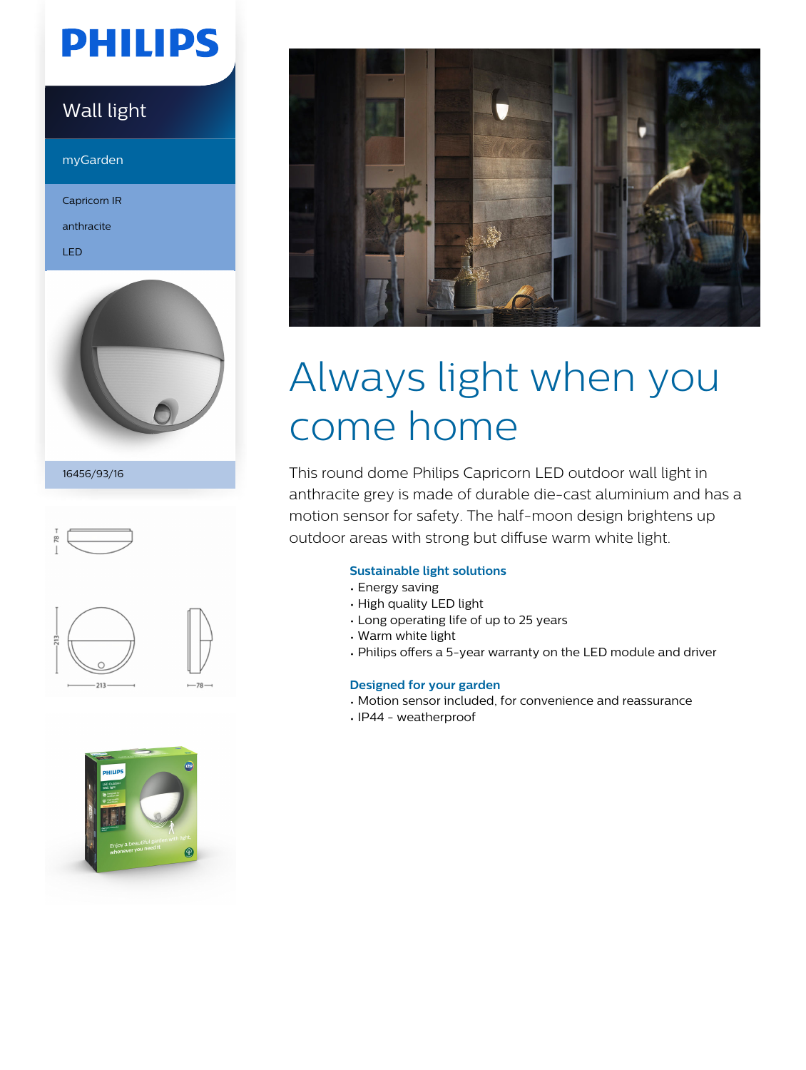PHILIPS

Wall light

myGarden

Capricorn IR

anthracite

LED

16456/93/16

# Always light when you come home

This round dome Philips Capricorn LED outdoor wall light in anthracite grey is made of durable die-cast aluminium and has a motion sensor for safety. The half-moon design brightens up outdoor areas with strong but diffuse warm white light.

### Sustainable light solutions

- Energy saving
- High quality LED light
- Long operating life of up to 25 years
- Warm white light
- Philips offers a 5-year warranty on the LED module and driver

### Designed for your garden

- Motion sensor included, for convenience and reassurance
- IP44 - weatherproof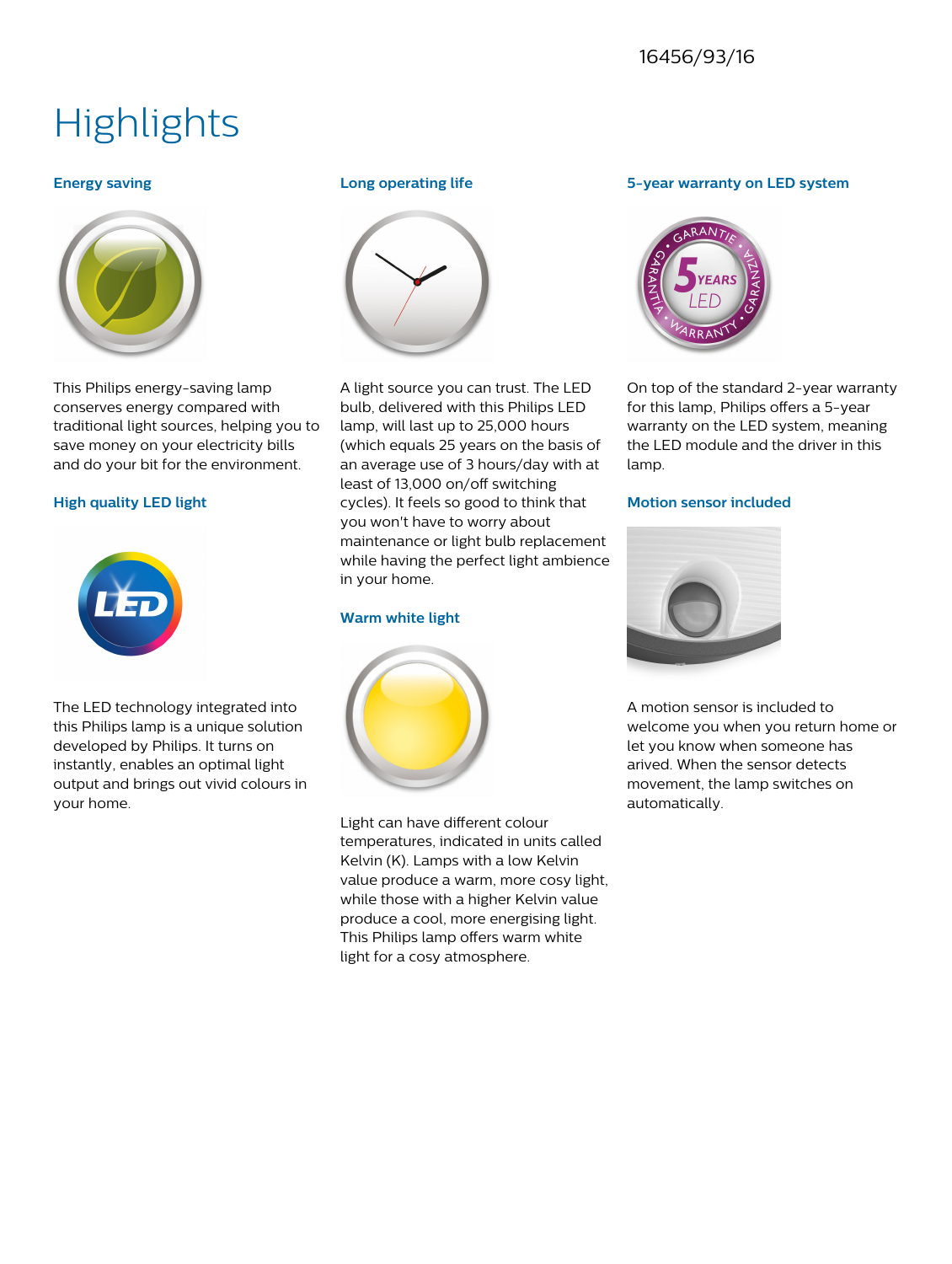16456/93/16

# Highlights

### Energy saving

This Philips energy-saving lamp conserves energy compared with traditional light sources, helping you to save money on your electricity bills and do your bit for the environment.

### High quality LED light

The LED technology integrated into this Philips lamp is a unique solution developed by Philips. It turns on instantly, enables an optimal light output and brings out vivid colours in your home.

### Long operating life

A light source you can trust. The LED bulb, delivered with this Philips LED lamp, will last up to 25,000 hours (which equals 25 years on the basis of an average use of 3 hours/day with at least of 13,000 on/off switching cycles). It feels so good to think that you won't have to worry about maintenance or light bulb replacement while having the perfect light ambience in your home.

### Warm white light

Light can have different colour temperatures, indicated in units called Kelvin (K). Lamps with a low Kelvin value produce a warm, more cosy light, while those with a higher Kelvin value produce a cool, more energising light. This Philips lamp offers warm white light for a cosy atmosphere.

### 5-year warranty on LED system

On top of the standard 2-year warranty for this lamp, Philips offers a 5-year warranty on the LED system, meaning the LED module and the driver in this lamp.

### Motion sensor included

A motion sensor is included to welcome you when you return home or let you know when someone has arived. When the sensor detects movement, the lamp switches on automatically.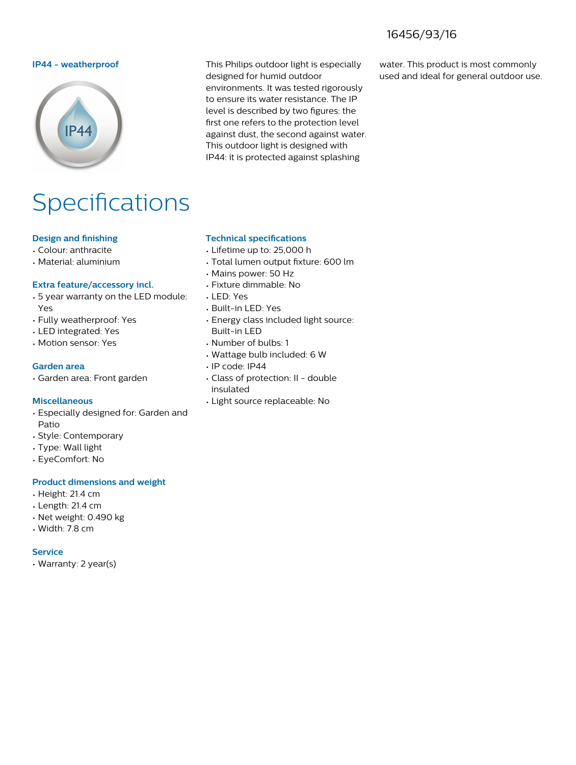16456/93/16

### IP44 - weatherproof

This Philips outdoor light is especially designed for humid outdoor environments. It was tested rigorously to ensure its water resistance. The IP level is described by two figures: the first one refers to the protection level against dust, the second against water. This outdoor light is designed with IP44: it is protected against splashing water. This product is most commonly used and ideal for general outdoor use.

# Specifications

### Design and finishing
- Colour: anthracite
- Material: aluminium

### Extra feature/accessory incl.
- 5 year warranty on the LED module: Yes
- Fully weatherproof: Yes
- LED integrated: Yes
- Motion sensor: Yes

### Garden area
- Garden area: Front garden

### Miscellaneous
- Especially designed for: Garden and Patio
- Style: Contemporary
- Type: Wall light
- EyeComfort: No

### Product dimensions and weight
- Height: 21.4 cm
- Length: 21.4 cm
- Net weight: 0.490 kg
- Width: 7.8 cm

### Service
- Warranty: 2 year(s)

### Technical specifications
- Lifetime up to: 25,000 h
- Total lumen output fixture: 600 lm
- Mains power: 50 Hz
- Fixture dimmable: No
- LED: Yes
- Built-in LED: Yes
- Energy class included light source: Built-in LED
- Number of bulbs: 1
- Wattage bulb included: 6 W
- IP code: IP44
- Class of protection: II - double insulated
- Light source replaceable: No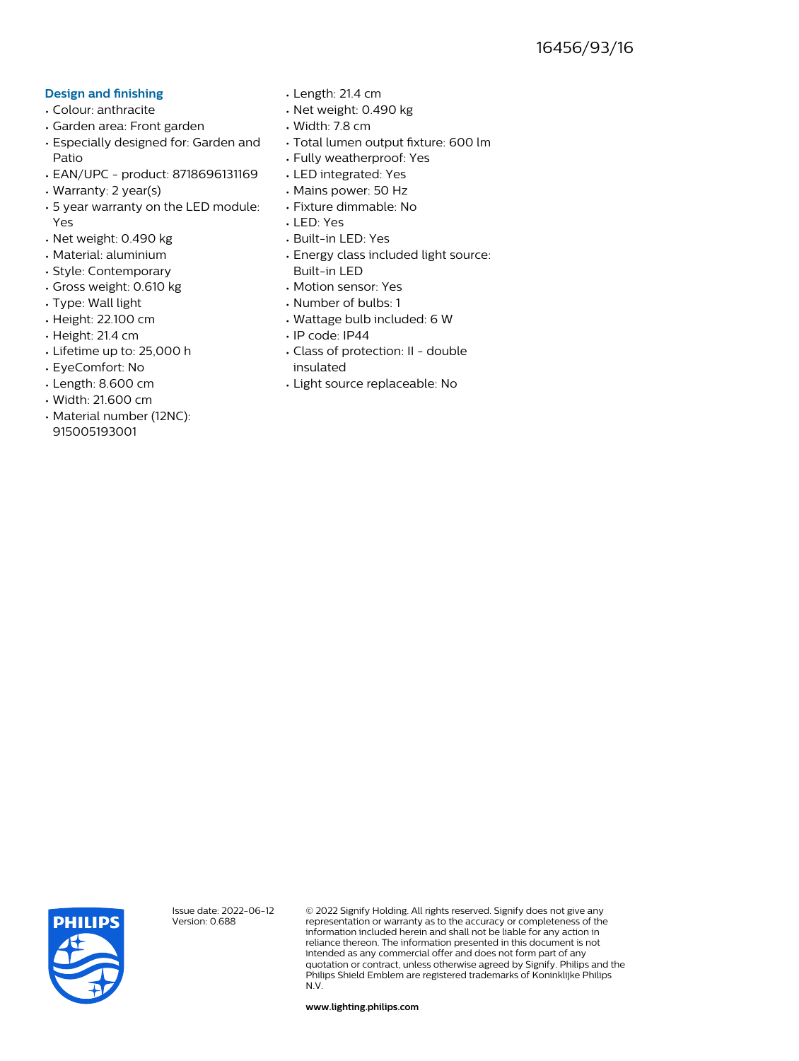## Design and finishing

- Colour: anthracite
- Garden area: Front garden
- Especially designed for: Garden and Patio
- EAN/UPC - product: 8718696131169
- Warranty: 2 year(s)
- 5 year warranty on the LED module: Yes
- Net weight: 0.490 kg
- Material: aluminium
- Style: Contemporary
- Gross weight: 0.610 kg
- Type: Wall light
- Height: 22.100 cm
- Height: 21.4 cm
- Lifetime up to: 25,000 h
- EyeComfort: No
- Length: 8.600 cm
- Width: 21.600 cm
- Material number (12NC): 915005193001
- Length: 21.4 cm
- Net weight: 0.490 kg
- Width: 7.8 cm
- Total lumen output fixture: 600 lm
- Fully weatherproof: Yes
- LED integrated: Yes
- Mains power: 50 Hz
- Fixture dimmable: No
- LED: Yes
- Built-in LED: Yes
- Energy class included light source: Built-in LED
- Motion sensor: Yes
- Number of bulbs: 1
- Wattage bulb included: 6 W
- IP code: IP44
- Class of protection: II - double insulated
- Light source replaceable: No

Issue date: 2022-06-12
Version: 0.688

© 2022 Signify Holding. All rights reserved. Signify does not give any representation or warranty as to the accuracy or completeness of the information included herein and shall not be liable for any action in reliance thereon. The information presented in this document is not intended as any commercial offer and does not form part of any quotation or contract, unless otherwise agreed by Signify. Philips and the Philips Shield Emblem are registered trademarks of Koninklijke Philips N.V.

**www.lighting.philips.com**